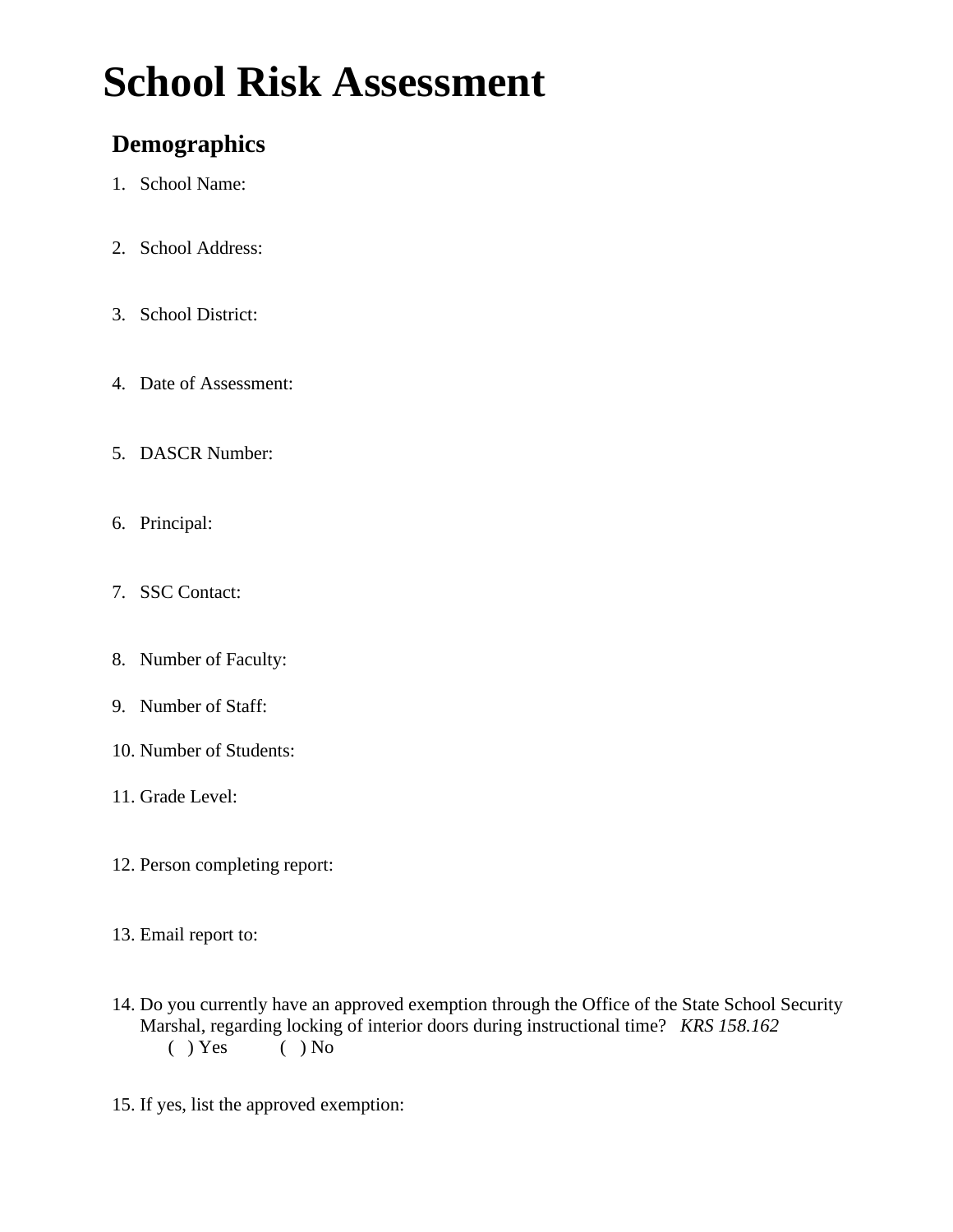# School Risk Assessment

## Demographics

1. School Name:
2. School Address:
3. School District:
4. Date of Assessment:
5. DASCR Number:
6. Principal:
7. SSC Contact:
8. Number of Faculty:
9. Number of Staff:
10. Number of Students:
11. Grade Level:
12. Person completing report:
13. Email report to:
14. Do you currently have an approved exemption through the Office of the State School Security Marshal, regarding locking of interior doors during instructional time? *KRS 158.162*
    ( ) Yes ( ) No
15. If yes, list the approved exemption: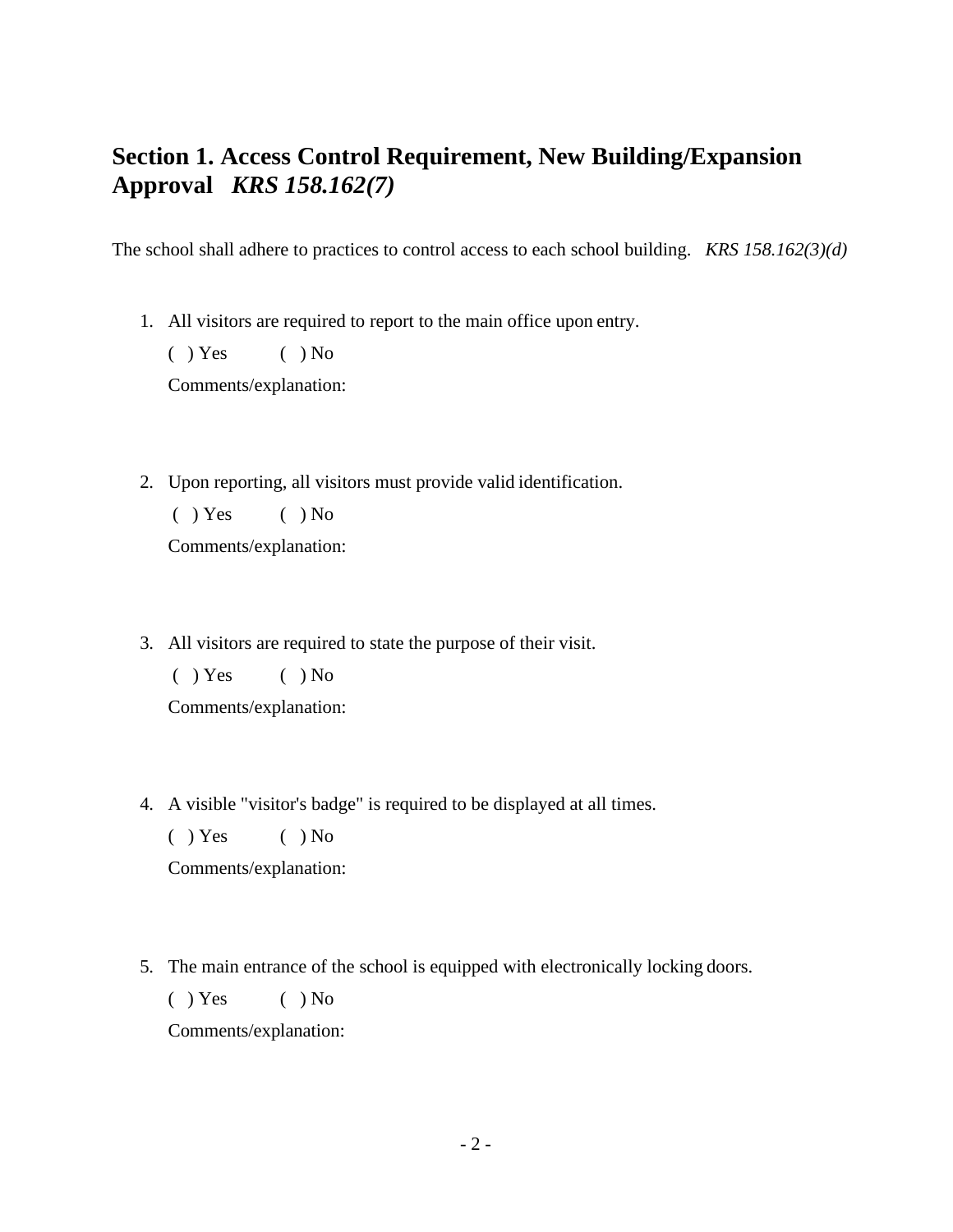## Section 1. Access Control Requirement, New Building/Expansion Approval *KRS 158.162(7)*

The school shall adhere to practices to control access to each school building. *KRS 158.162(3)(d)*

1. All visitors are required to report to the main office upon entry.

   ( ) Yes ( ) No

   Comments/explanation:

2. Upon reporting, all visitors must provide valid identification.

   ( ) Yes ( ) No

   Comments/explanation:

3. All visitors are required to state the purpose of their visit.

   ( ) Yes ( ) No

   Comments/explanation:

4. A visible "visitor's badge" is required to be displayed at all times.

   ( ) Yes ( ) No

   Comments/explanation:

5. The main entrance of the school is equipped with electronically locking doors.

   ( ) Yes ( ) No

   Comments/explanation: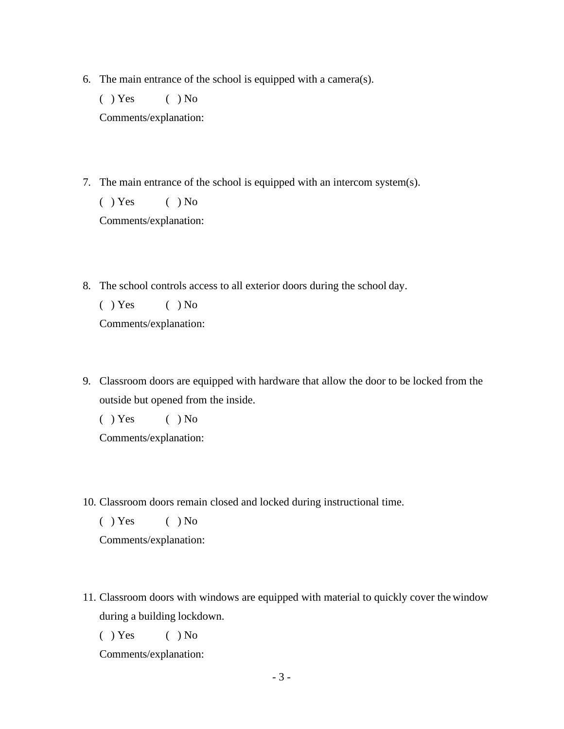6. The main entrance of the school is equipped with a camera(s).

   ( ) Yes ( ) No

   Comments/explanation:

7. The main entrance of the school is equipped with an intercom system(s).

   ( ) Yes ( ) No

   Comments/explanation:

8. The school controls access to all exterior doors during the school day.

   ( ) Yes ( ) No

   Comments/explanation:

9. Classroom doors are equipped with hardware that allow the door to be locked from the outside but opened from the inside.

   ( ) Yes ( ) No

   Comments/explanation:

10. Classroom doors remain closed and locked during instructional time.

    ( ) Yes ( ) No

    Comments/explanation:

11. Classroom doors with windows are equipped with material to quickly cover the window during a building lockdown.

    ( ) Yes ( ) No

    Comments/explanation: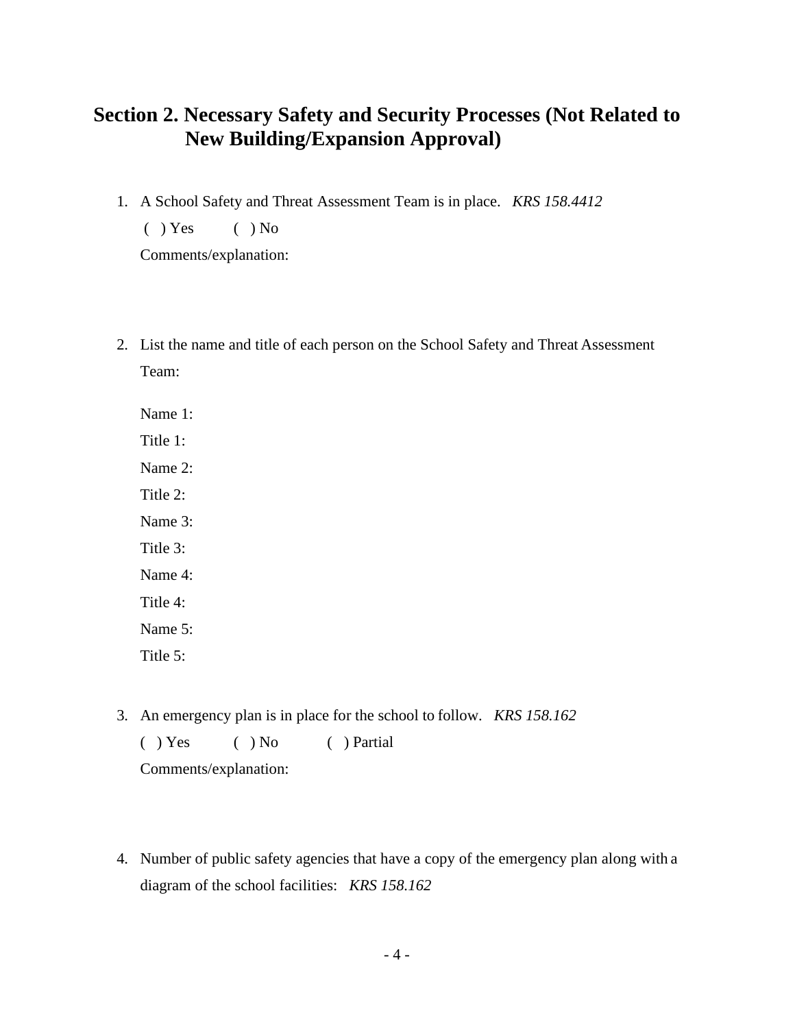## Section 2. Necessary Safety and Security Processes (Not Related to New Building/Expansion Approval)

1. A School Safety and Threat Assessment Team is in place. *KRS 158.4412*

   ( ) Yes ( ) No

   Comments/explanation:

2. List the name and title of each person on the School Safety and Threat Assessment Team:

   Name 1:

   Title 1:

   Name 2:

   Title 2:

   Name 3:

   Title 3:

   Name 4:

   Title 4:

   Name 5:

   Title 5:

3. An emergency plan is in place for the school to follow. *KRS 158.162*

   ( ) Yes ( ) No ( ) Partial

   Comments/explanation:

4. Number of public safety agencies that have a copy of the emergency plan along with a diagram of the school facilities: *KRS 158.162*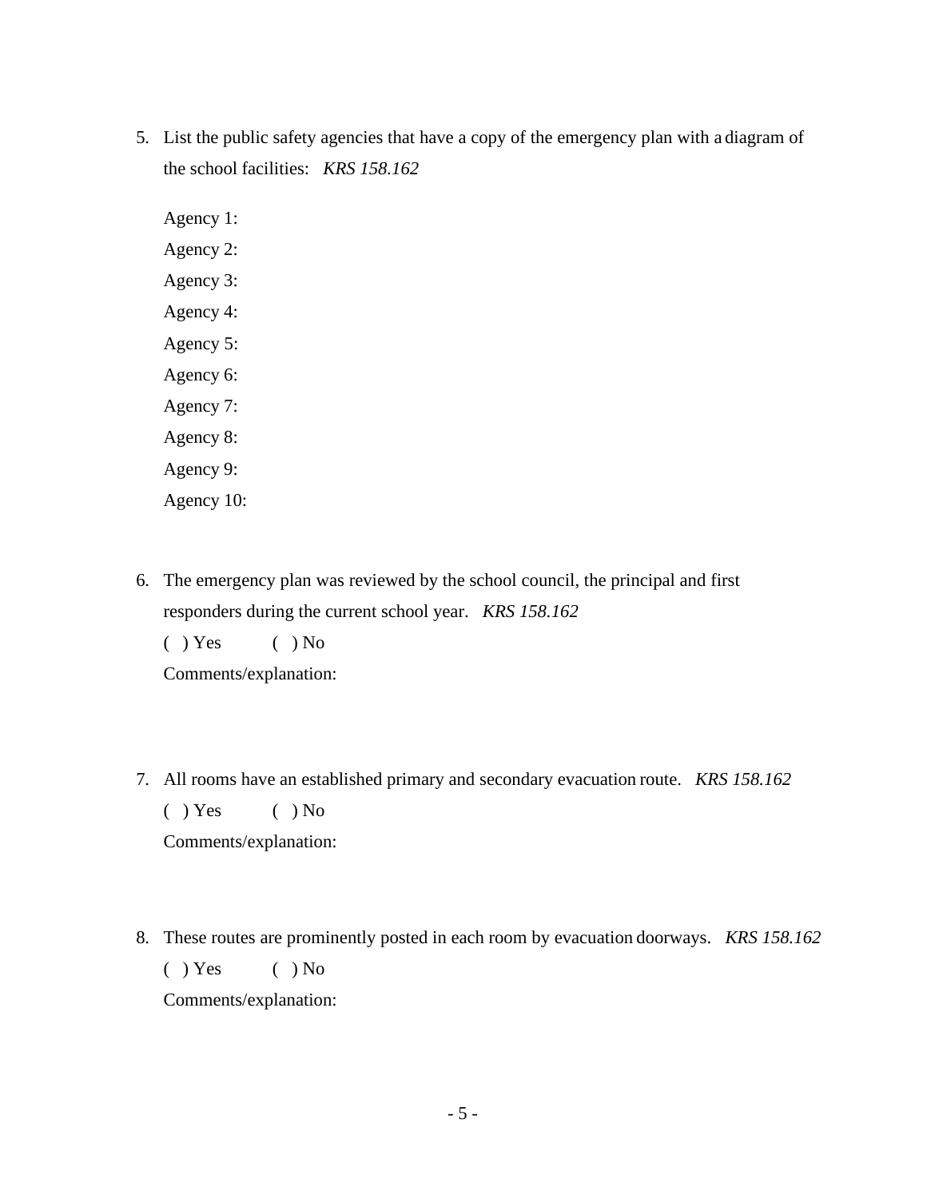5. List the public safety agencies that have a copy of the emergency plan with a diagram of the school facilities: *KRS 158.162*

   Agency 1:

   Agency 2:

   Agency 3:

   Agency 4:

   Agency 5:

   Agency 6:

   Agency 7:

   Agency 8:

   Agency 9:

   Agency 10:

6. The emergency plan was reviewed by the school council, the principal and first responders during the current school year. *KRS 158.162*

   ( ) Yes ( ) No

   Comments/explanation:

7. All rooms have an established primary and secondary evacuation route. *KRS 158.162*

   ( ) Yes ( ) No

   Comments/explanation:

8. These routes are prominently posted in each room by evacuation doorways. *KRS 158.162*

   ( ) Yes ( ) No

   Comments/explanation: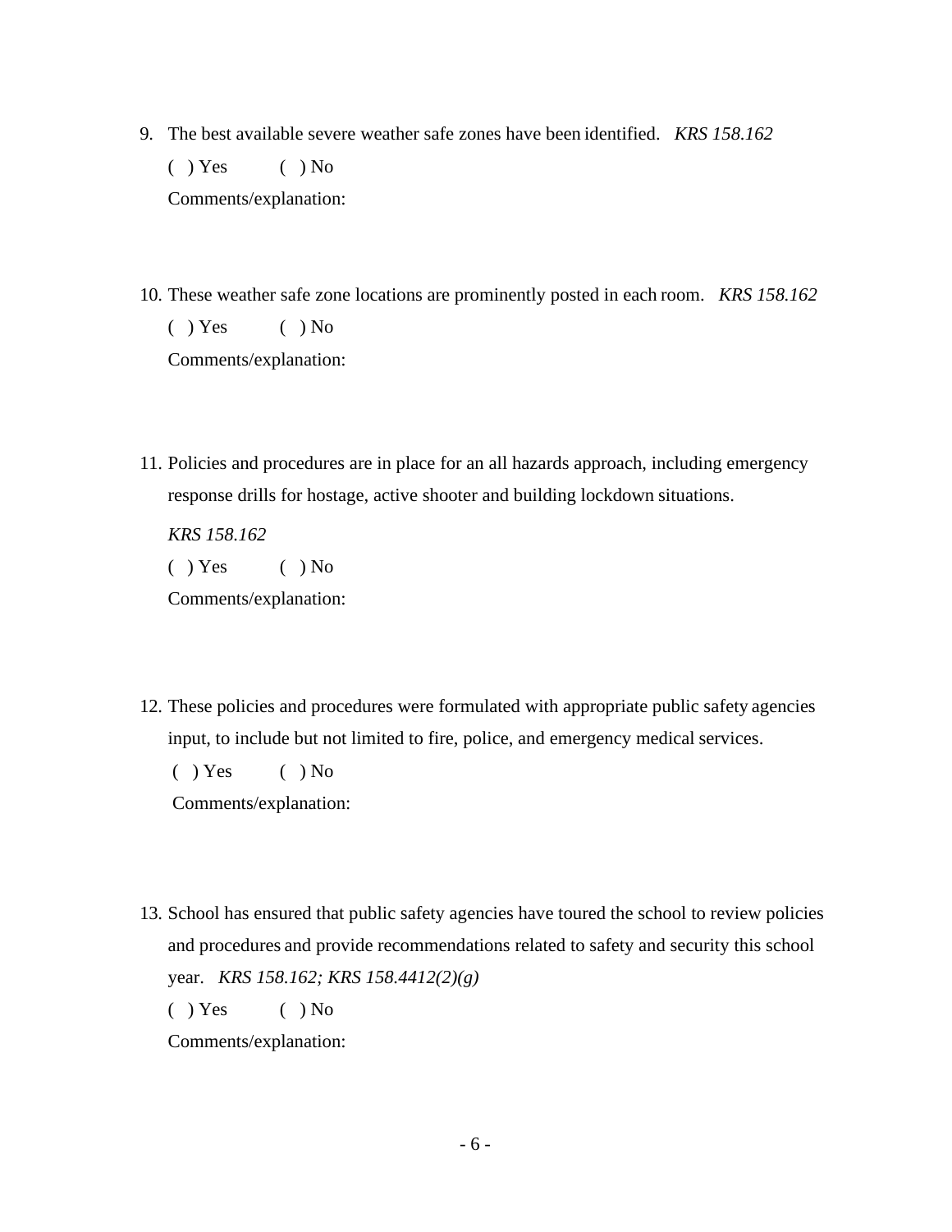9. The best available severe weather safe zones have been identified. *KRS 158.162*

   ( ) Yes ( ) No

   Comments/explanation:

10. These weather safe zone locations are prominently posted in each room. *KRS 158.162*

    ( ) Yes ( ) No

    Comments/explanation:

11. Policies and procedures are in place for an all hazards approach, including emergency response drills for hostage, active shooter and building lockdown situations.

    *KRS 158.162*

    ( ) Yes ( ) No

    Comments/explanation:

12. These policies and procedures were formulated with appropriate public safety agencies input, to include but not limited to fire, police, and emergency medical services.

    ( ) Yes ( ) No

    Comments/explanation:

13. School has ensured that public safety agencies have toured the school to review policies and procedures and provide recommendations related to safety and security this school year. *KRS 158.162; KRS 158.4412(2)(g)*

    ( ) Yes ( ) No

    Comments/explanation: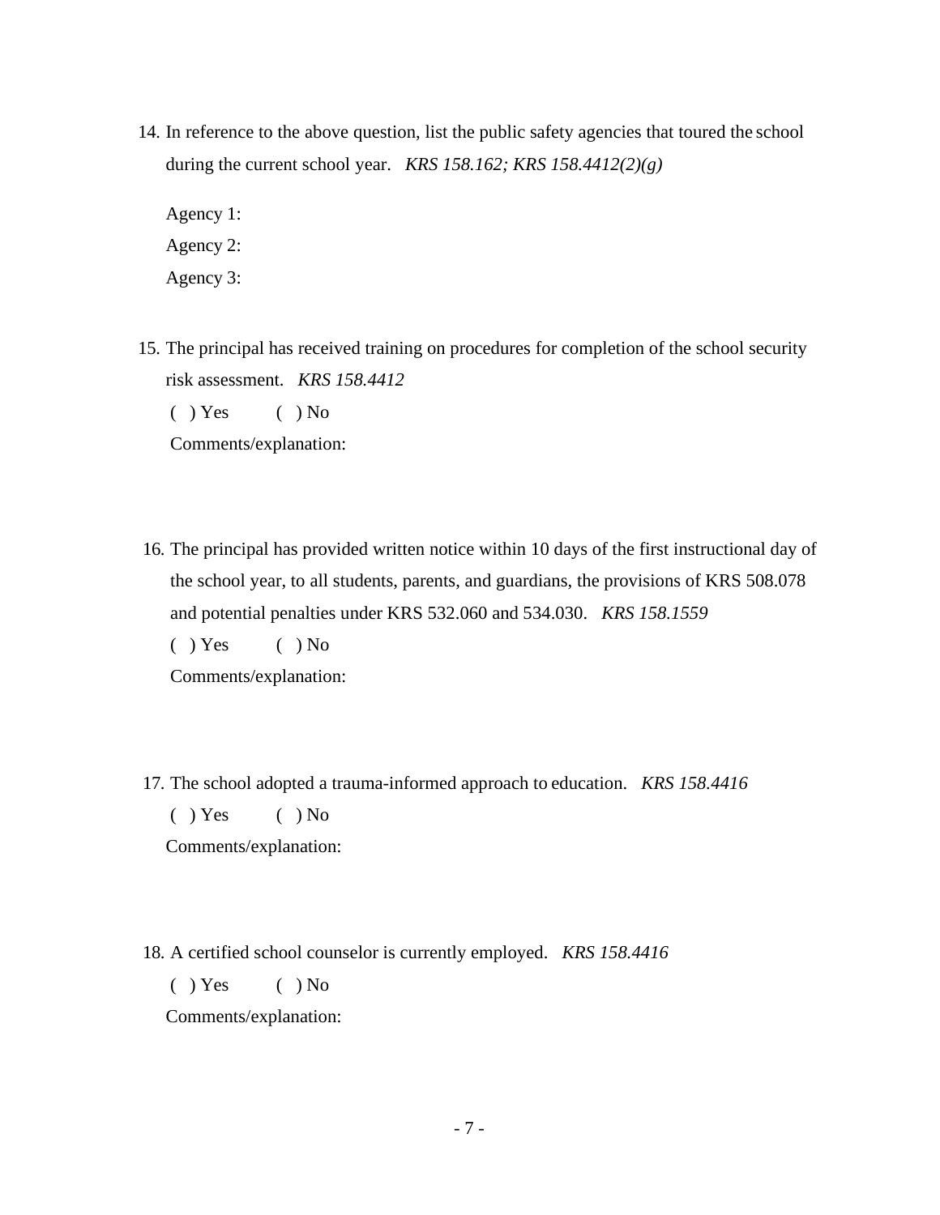14. In reference to the above question, list the public safety agencies that toured the school during the current school year. *KRS 158.162; KRS 158.4412(2)(g)*

    Agency 1:

    Agency 2:

    Agency 3:

15. The principal has received training on procedures for completion of the school security risk assessment. *KRS 158.4412*

    ( ) Yes ( ) No

    Comments/explanation:

16. The principal has provided written notice within 10 days of the first instructional day of the school year, to all students, parents, and guardians, the provisions of KRS 508.078 and potential penalties under KRS 532.060 and 534.030. *KRS 158.1559*

    ( ) Yes ( ) No

    Comments/explanation:

17. The school adopted a trauma-informed approach to education. *KRS 158.4416*

    ( ) Yes ( ) No

    Comments/explanation:

18. A certified school counselor is currently employed. *KRS 158.4416*

    ( ) Yes ( ) No

    Comments/explanation: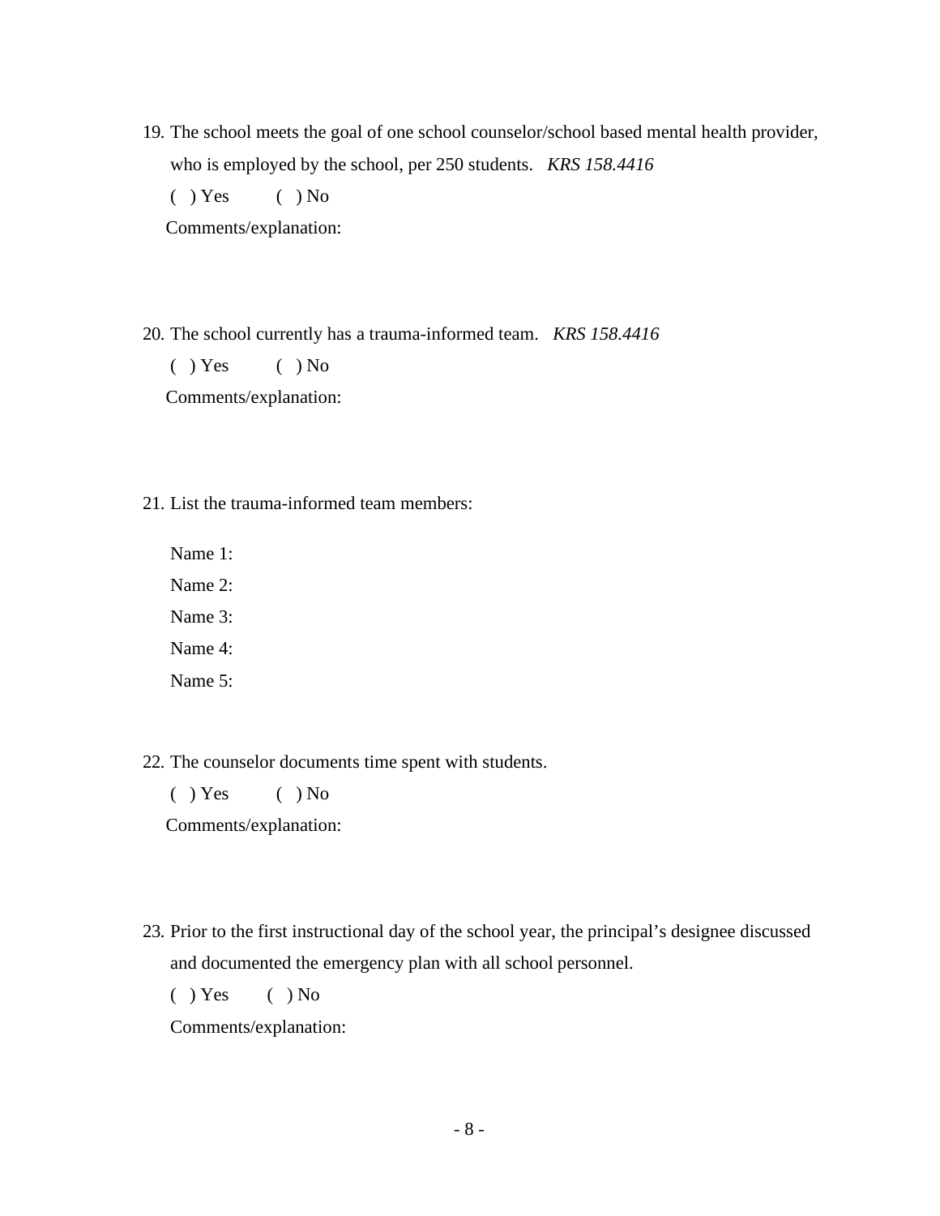19. The school meets the goal of one school counselor/school based mental health provider, who is employed by the school, per 250 students. *KRS 158.4416*

    ( ) Yes ( ) No

    Comments/explanation:

20. The school currently has a trauma-informed team. *KRS 158.4416*

    ( ) Yes ( ) No

    Comments/explanation:

21. List the trauma-informed team members:

    Name 1:

    Name 2:

    Name 3:

    Name 4:

    Name 5:

22. The counselor documents time spent with students.

    ( ) Yes ( ) No

    Comments/explanation:

23. Prior to the first instructional day of the school year, the principal's designee discussed and documented the emergency plan with all school personnel.

    ( ) Yes ( ) No

    Comments/explanation: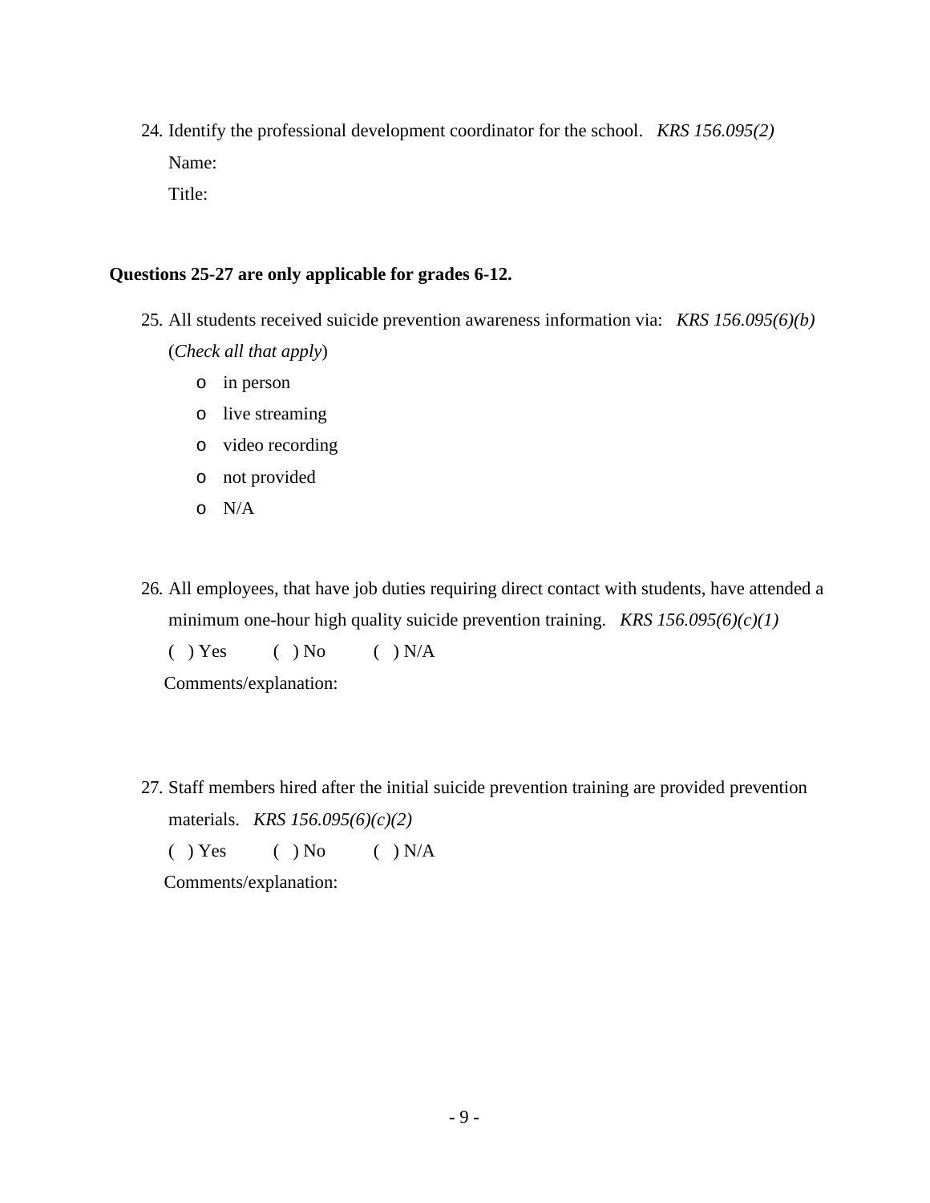24. Identify the professional development coordinator for the school. *KRS 156.095(2)*

    Name:

    Title:

**Questions 25-27 are only applicable for grades 6-12.**

25. All students received suicide prevention awareness information via: *KRS 156.095(6)(b)* (*Check all that apply*)
    - in person
    - live streaming
    - video recording
    - not provided
    - N/A

26. All employees, that have job duties requiring direct contact with students, have attended a minimum one-hour high quality suicide prevention training. *KRS 156.095(6)(c)(1)*

    ( ) Yes ( ) No ( ) N/A

    Comments/explanation:

27. Staff members hired after the initial suicide prevention training are provided prevention materials. *KRS 156.095(6)(c)(2)*

    ( ) Yes ( ) No ( ) N/A

    Comments/explanation: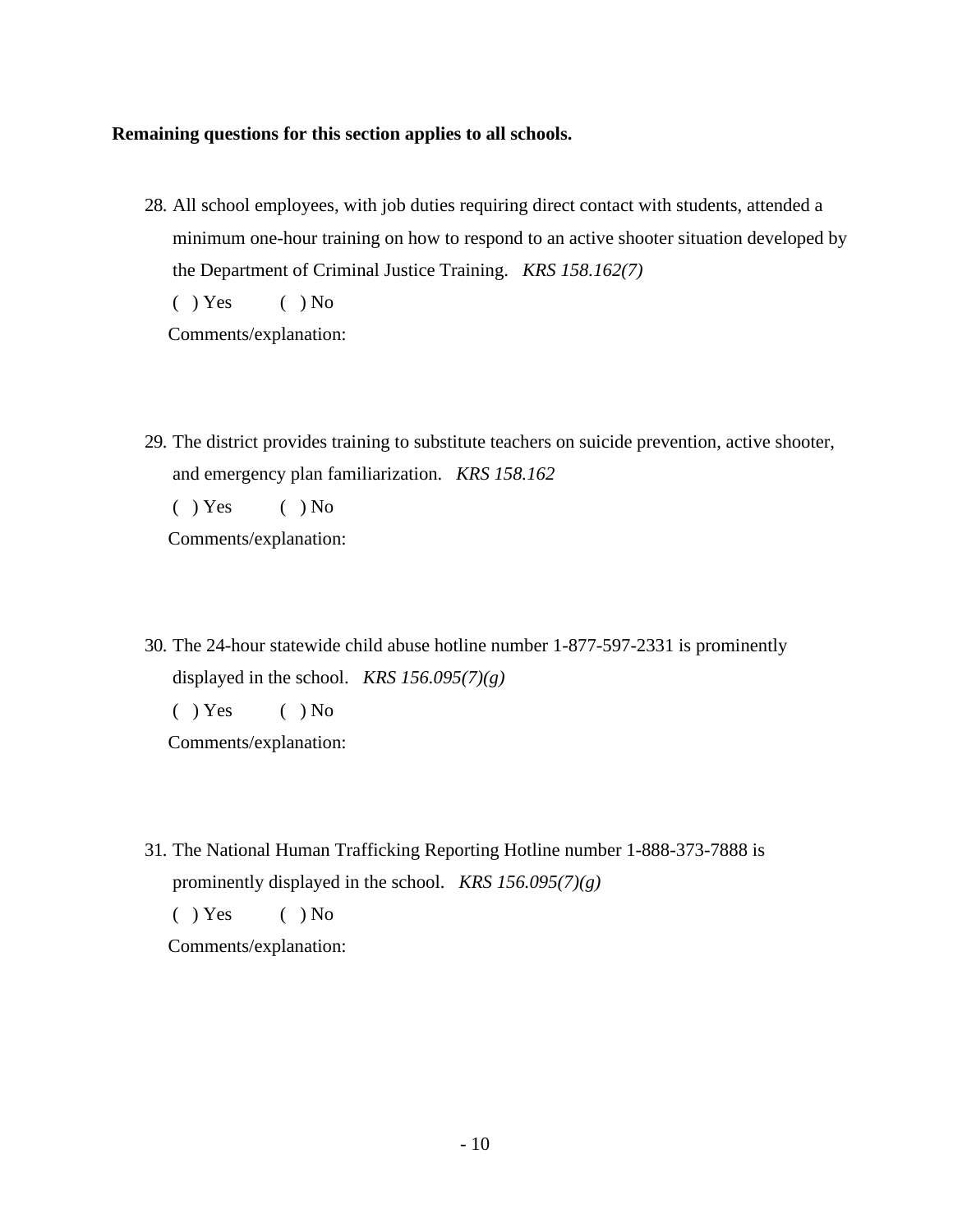**Remaining questions for this section applies to all schools.**

28. All school employees, with job duties requiring direct contact with students, attended a minimum one-hour training on how to respond to an active shooter situation developed by the Department of Criminal Justice Training. *KRS 158.162(7)*

    ( ) Yes ( ) No

    Comments/explanation:

29. The district provides training to substitute teachers on suicide prevention, active shooter, and emergency plan familiarization. *KRS 158.162*

    ( ) Yes ( ) No

    Comments/explanation:

30. The 24-hour statewide child abuse hotline number 1-877-597-2331 is prominently displayed in the school. *KRS 156.095(7)(g)*

    ( ) Yes ( ) No

    Comments/explanation:

31. The National Human Trafficking Reporting Hotline number 1-888-373-7888 is prominently displayed in the school. *KRS 156.095(7)(g)*

    ( ) Yes ( ) No

    Comments/explanation: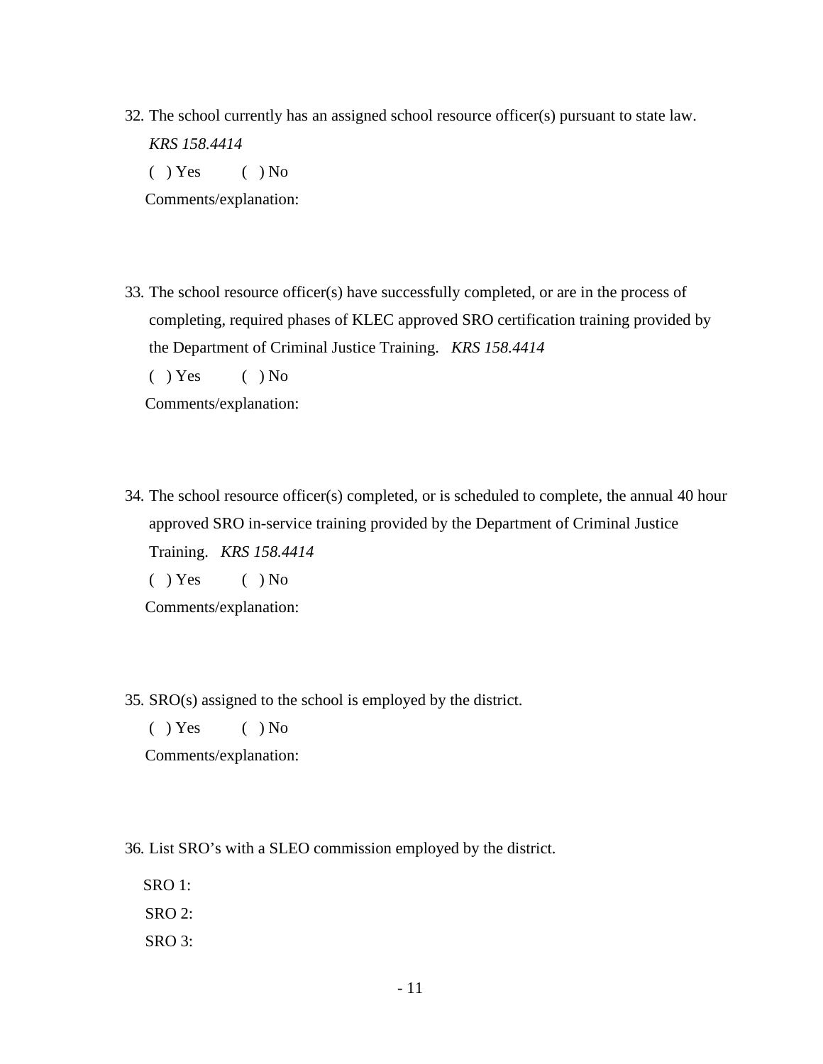32. The school currently has an assigned school resource officer(s) pursuant to state law. *KRS 158.4414*

    ( ) Yes ( ) No

    Comments/explanation:

33. The school resource officer(s) have successfully completed, or are in the process of completing, required phases of KLEC approved SRO certification training provided by the Department of Criminal Justice Training. *KRS 158.4414*

    ( ) Yes ( ) No

    Comments/explanation:

34. The school resource officer(s) completed, or is scheduled to complete, the annual 40 hour approved SRO in-service training provided by the Department of Criminal Justice Training. *KRS 158.4414*

    ( ) Yes ( ) No

    Comments/explanation:

35. SRO(s) assigned to the school is employed by the district.

    ( ) Yes ( ) No

    Comments/explanation:

36. List SRO's with a SLEO commission employed by the district.

    SRO 1:

    SRO 2:

    SRO 3: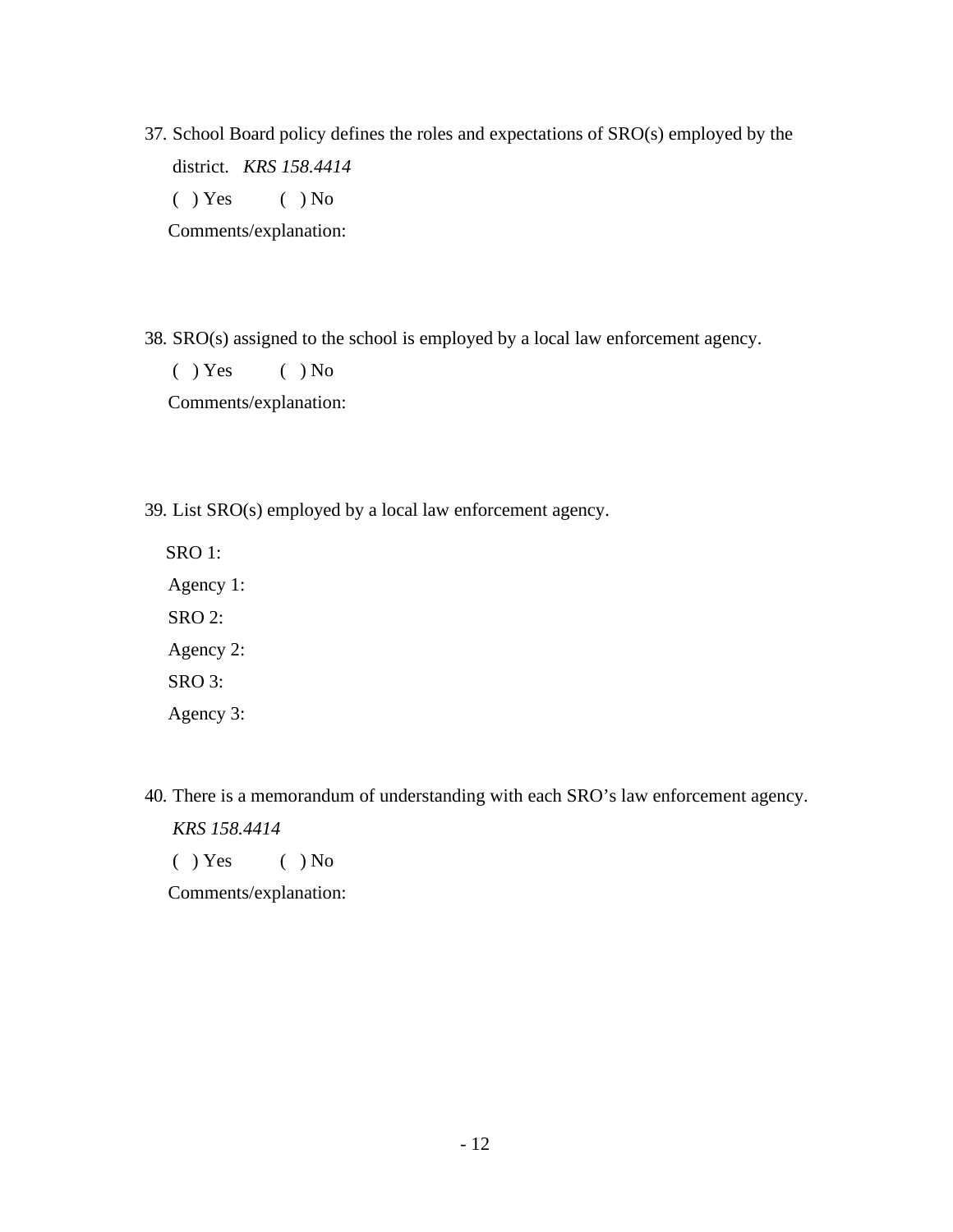37. School Board policy defines the roles and expectations of SRO(s) employed by the district. *KRS 158.4414*

    ( ) Yes ( ) No

    Comments/explanation:

38. SRO(s) assigned to the school is employed by a local law enforcement agency.

    ( ) Yes ( ) No

    Comments/explanation:

39. List SRO(s) employed by a local law enforcement agency.

    SRO 1:

    Agency 1:

    SRO 2:

    Agency 2:

    SRO 3:

    Agency 3:

40. There is a memorandum of understanding with each SRO's law enforcement agency. *KRS 158.4414*

    ( ) Yes ( ) No

    Comments/explanation: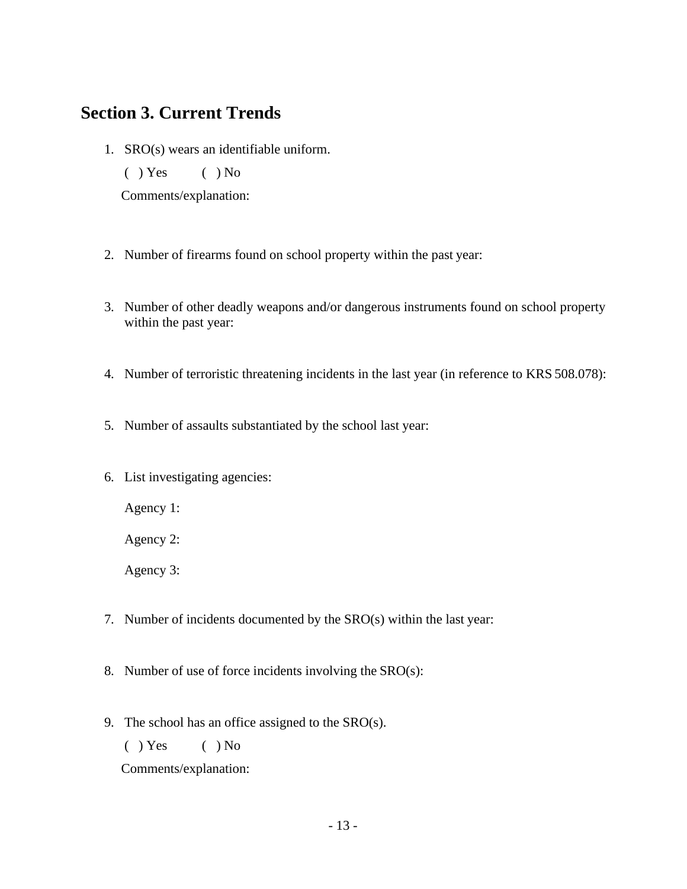## Section 3. Current Trends

1. SRO(s) wears an identifiable uniform.

   ( ) Yes ( ) No

   Comments/explanation:

2. Number of firearms found on school property within the past year:

3. Number of other deadly weapons and/or dangerous instruments found on school property within the past year:

4. Number of terroristic threatening incidents in the last year (in reference to KRS 508.078):

5. Number of assaults substantiated by the school last year:

6. List investigating agencies:

   Agency 1:

   Agency 2:

   Agency 3:

7. Number of incidents documented by the SRO(s) within the last year:

8. Number of use of force incidents involving the SRO(s):

9. The school has an office assigned to the SRO(s).

   ( ) Yes ( ) No

   Comments/explanation: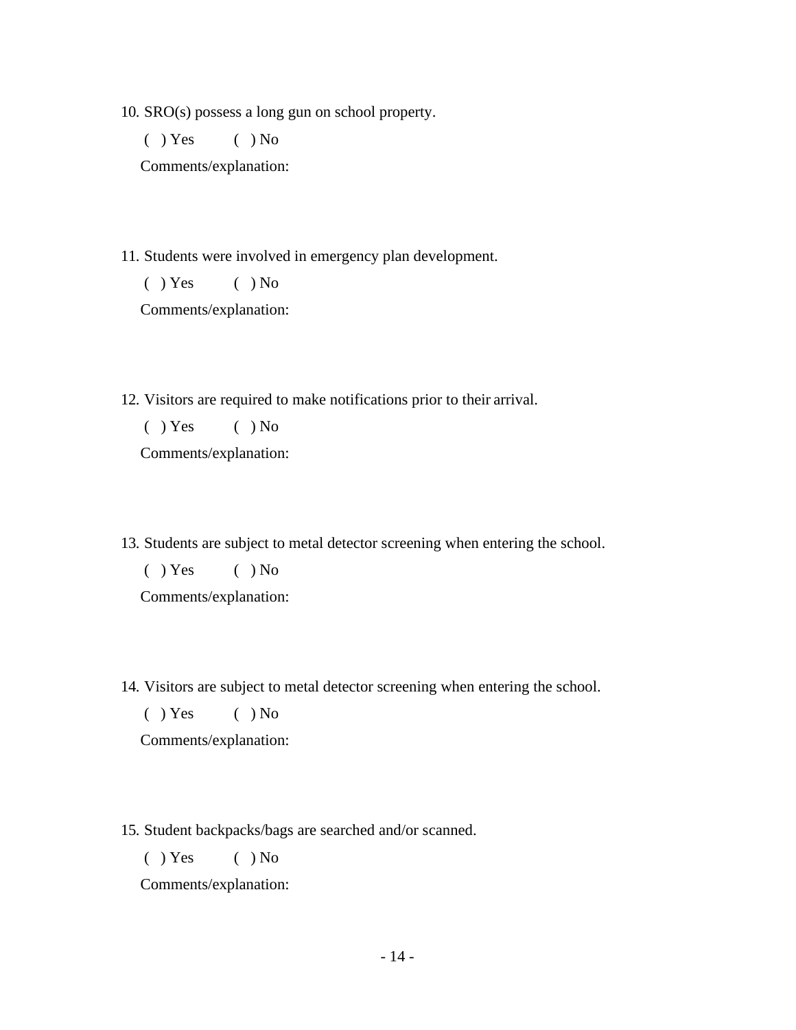10. SRO(s) possess a long gun on school property.

    ( ) Yes ( ) No

    Comments/explanation:

11. Students were involved in emergency plan development.

    ( ) Yes ( ) No

    Comments/explanation:

12. Visitors are required to make notifications prior to their arrival.

    ( ) Yes ( ) No

    Comments/explanation:

13. Students are subject to metal detector screening when entering the school.

    ( ) Yes ( ) No

    Comments/explanation:

14. Visitors are subject to metal detector screening when entering the school.

    ( ) Yes ( ) No

    Comments/explanation:

15. Student backpacks/bags are searched and/or scanned.

    ( ) Yes ( ) No

    Comments/explanation: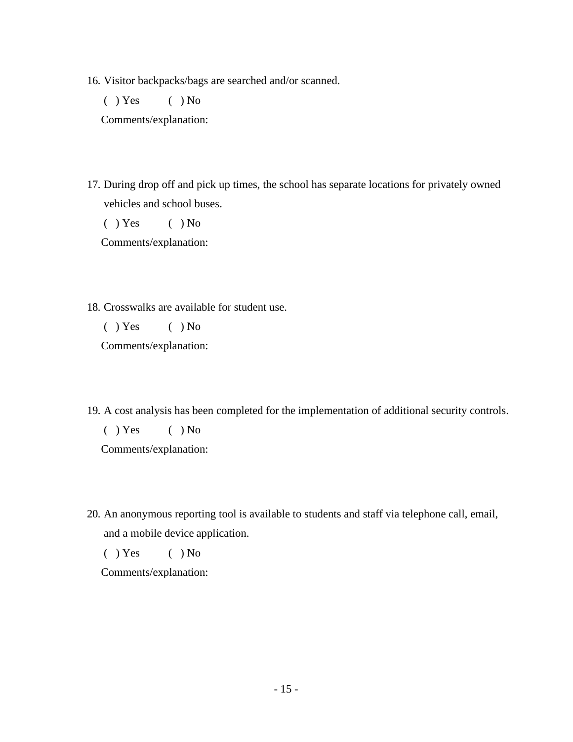16. Visitor backpacks/bags are searched and/or scanned.

    ( ) Yes ( ) No

    Comments/explanation:

17. During drop off and pick up times, the school has separate locations for privately owned vehicles and school buses.

    ( ) Yes ( ) No

    Comments/explanation:

18. Crosswalks are available for student use.

    ( ) Yes ( ) No

    Comments/explanation:

19. A cost analysis has been completed for the implementation of additional security controls.

    ( ) Yes ( ) No

    Comments/explanation:

20. An anonymous reporting tool is available to students and staff via telephone call, email, and a mobile device application.

    ( ) Yes ( ) No

    Comments/explanation: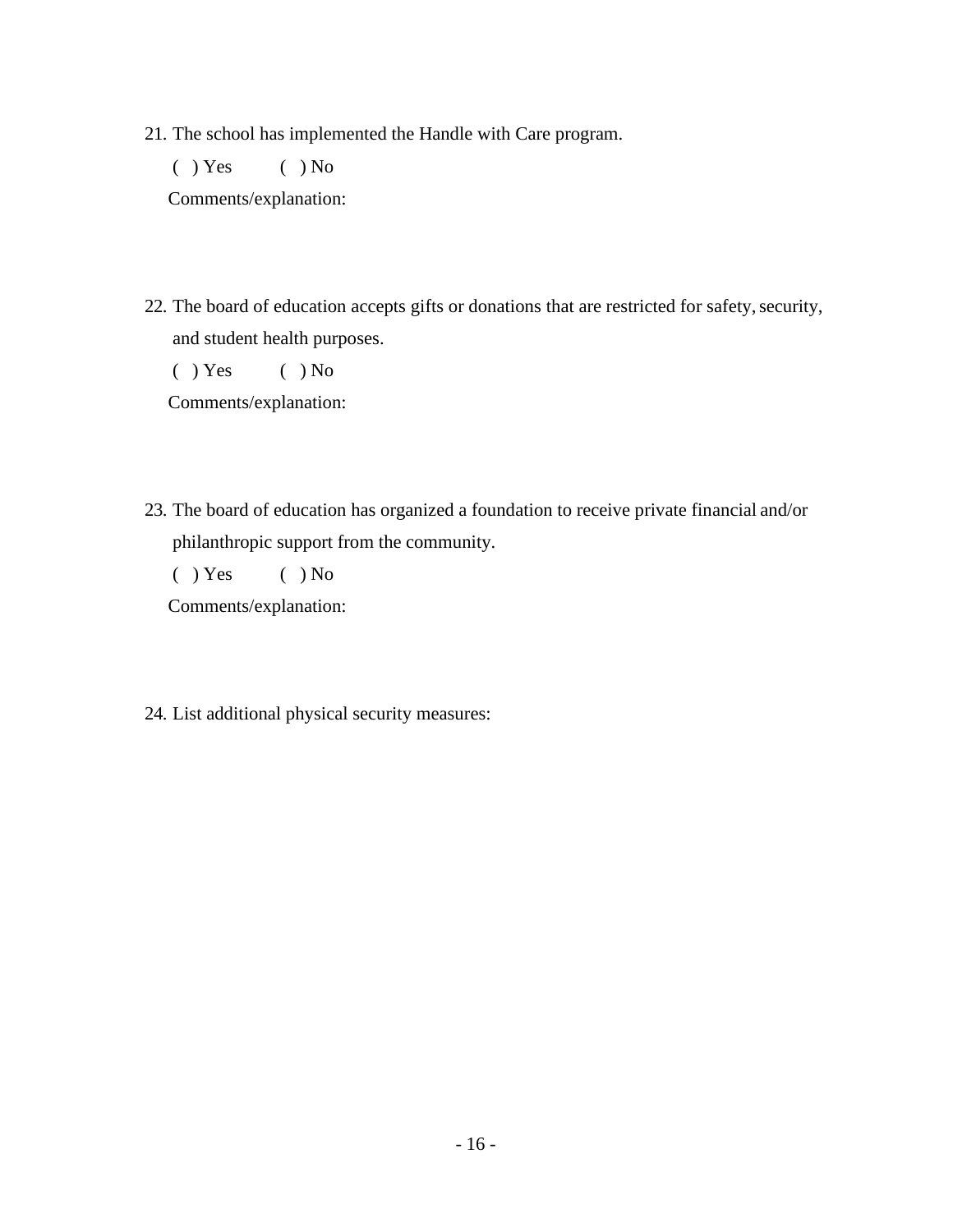21. The school has implemented the Handle with Care program.

    ( ) Yes ( ) No

    Comments/explanation:

22. The board of education accepts gifts or donations that are restricted for safety, security, and student health purposes.

    ( ) Yes ( ) No

    Comments/explanation:

23. The board of education has organized a foundation to receive private financial and/or philanthropic support from the community.

    ( ) Yes ( ) No

    Comments/explanation:

24. List additional physical security measures: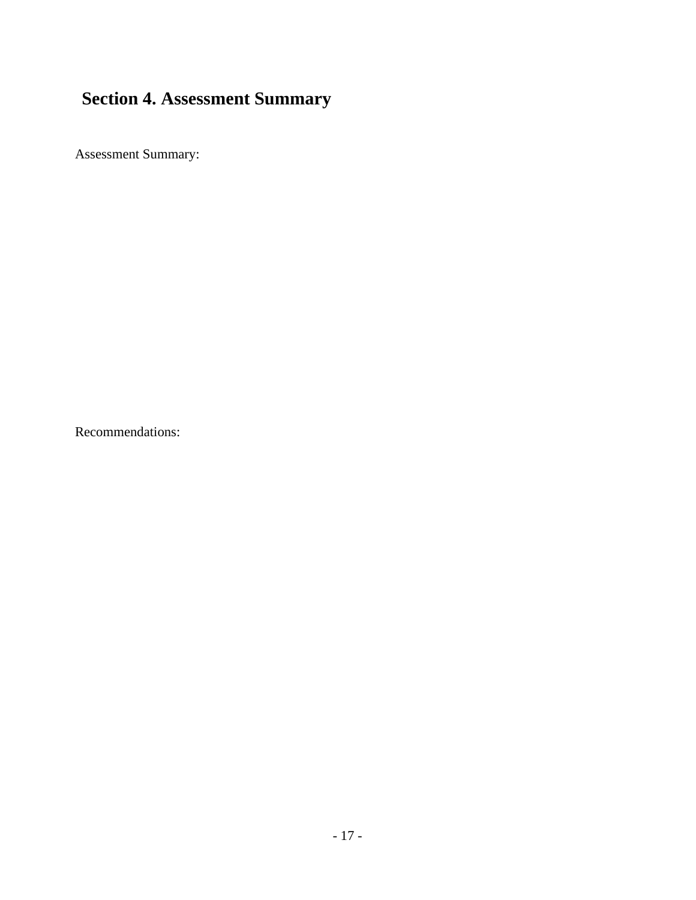# Section 4. Assessment Summary

Assessment Summary:

Recommendations: